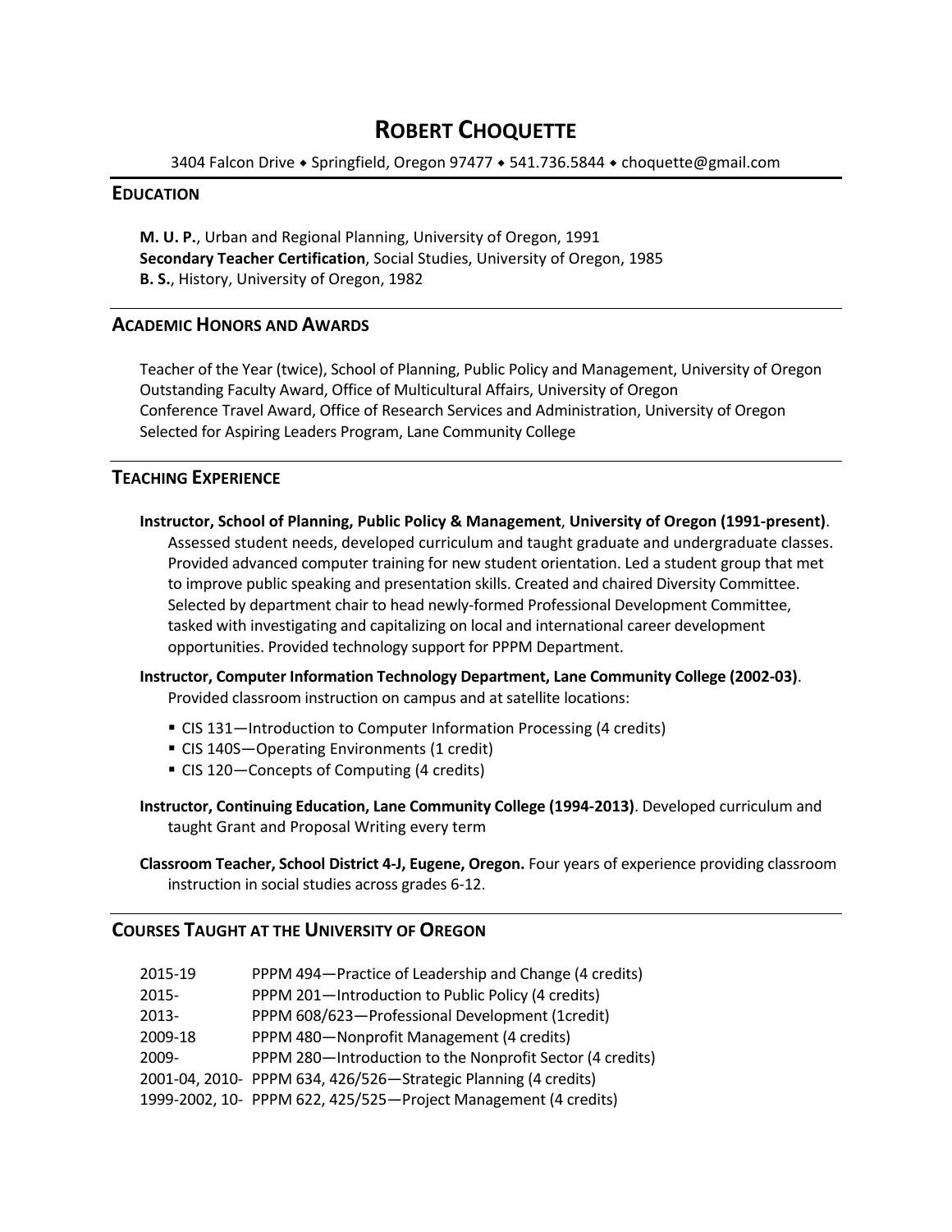# ROBERT CHOQUETTE

3404 Falcon Drive ◆ Springfield, Oregon 97477 ◆ 541.736.5844 ◆ choquette@gmail.com

## EDUCATION

**M. U. P.**, Urban and Regional Planning, University of Oregon, 1991
**Secondary Teacher Certification**, Social Studies, University of Oregon, 1985
**B. S.**, History, University of Oregon, 1982

## ACADEMIC HONORS AND AWARDS

Teacher of the Year (twice), School of Planning, Public Policy and Management, University of Oregon
Outstanding Faculty Award, Office of Multicultural Affairs, University of Oregon
Conference Travel Award, Office of Research Services and Administration, University of Oregon
Selected for Aspiring Leaders Program, Lane Community College

## TEACHING EXPERIENCE

**Instructor, School of Planning, Public Policy & Management**, **University of Oregon (1991-present)**. Assessed student needs, developed curriculum and taught graduate and undergraduate classes. Provided advanced computer training for new student orientation. Led a student group that met to improve public speaking and presentation skills. Created and chaired Diversity Committee. Selected by department chair to head newly-formed Professional Development Committee, tasked with investigating and capitalizing on local and international career development opportunities. Provided technology support for PPPM Department.

**Instructor, Computer Information Technology Department, Lane Community College (2002-03)**. Provided classroom instruction on campus and at satellite locations:

- CIS 131—Introduction to Computer Information Processing (4 credits)
- CIS 140S—Operating Environments (1 credit)
- CIS 120—Concepts of Computing (4 credits)

**Instructor, Continuing Education, Lane Community College (1994-2013)**. Developed curriculum and taught Grant and Proposal Writing every term

**Classroom Teacher, School District 4-J, Eugene, Oregon.** Four years of experience providing classroom instruction in social studies across grades 6-12.

## COURSES TAUGHT AT THE UNIVERSITY OF OREGON

| | |
|---|---|
| 2015-19 | PPPM 494—Practice of Leadership and Change (4 credits) |
| 2015- | PPPM 201—Introduction to Public Policy (4 credits) |
| 2013- | PPPM 608/623—Professional Development (1credit) |
| 2009-18 | PPPM 480—Nonprofit Management (4 credits) |
| 2009- | PPPM 280—Introduction to the Nonprofit Sector (4 credits) |
| 2001-04, 2010- | PPPM 634, 426/526—Strategic Planning (4 credits) |
| 1999-2002, 10- | PPPM 622, 425/525—Project Management (4 credits) |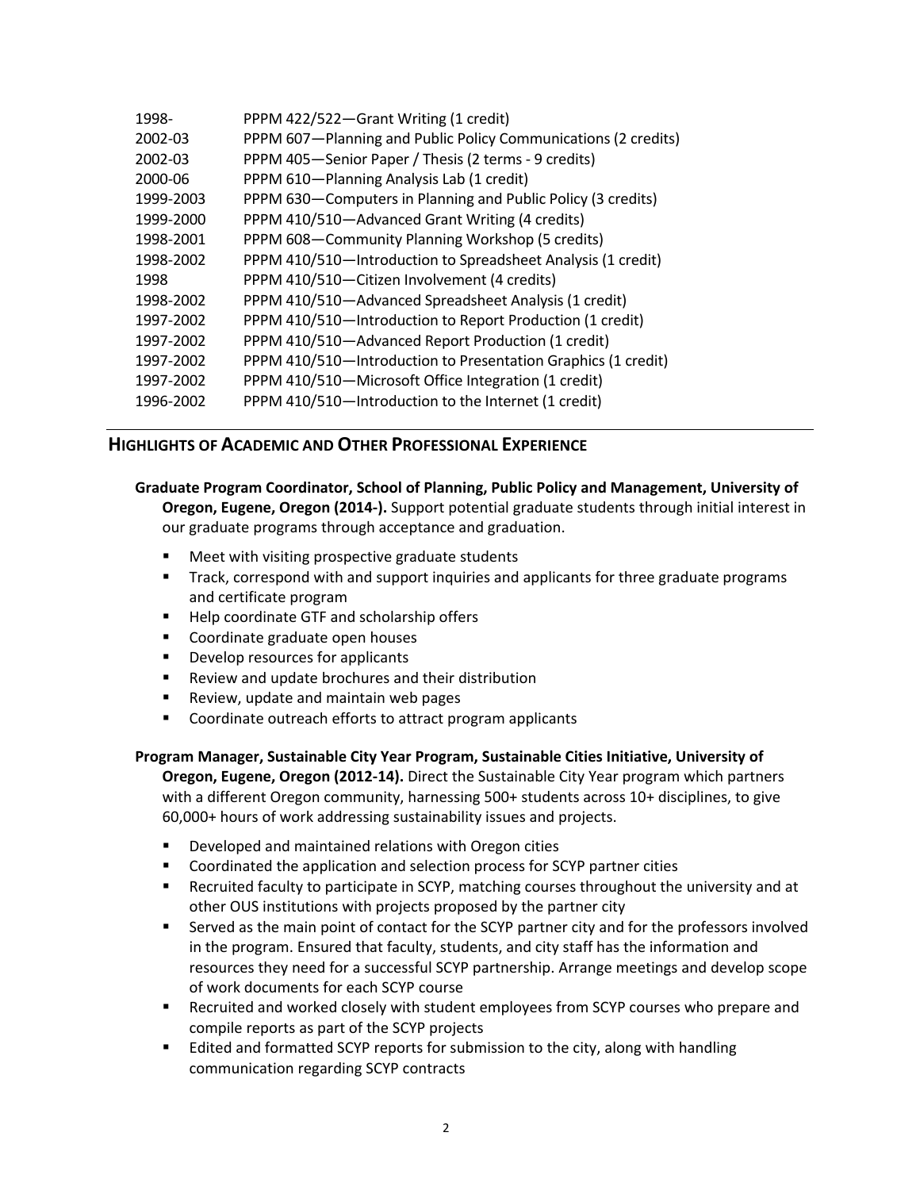| | |
|---|---|
| 1998- | PPPM 422/522—Grant Writing (1 credit) |
| 2002-03 | PPPM 607—Planning and Public Policy Communications (2 credits) |
| 2002-03 | PPPM 405—Senior Paper / Thesis (2 terms - 9 credits) |
| 2000-06 | PPPM 610—Planning Analysis Lab (1 credit) |
| 1999-2003 | PPPM 630—Computers in Planning and Public Policy (3 credits) |
| 1999-2000 | PPPM 410/510—Advanced Grant Writing (4 credits) |
| 1998-2001 | PPPM 608—Community Planning Workshop (5 credits) |
| 1998-2002 | PPPM 410/510—Introduction to Spreadsheet Analysis (1 credit) |
| 1998 | PPPM 410/510—Citizen Involvement (4 credits) |
| 1998-2002 | PPPM 410/510—Advanced Spreadsheet Analysis (1 credit) |
| 1997-2002 | PPPM 410/510—Introduction to Report Production (1 credit) |
| 1997-2002 | PPPM 410/510—Advanced Report Production (1 credit) |
| 1997-2002 | PPPM 410/510—Introduction to Presentation Graphics (1 credit) |
| 1997-2002 | PPPM 410/510—Microsoft Office Integration (1 credit) |
| 1996-2002 | PPPM 410/510—Introduction to the Internet (1 credit) |

## Highlights of Academic and Other Professional Experience

**Graduate Program Coordinator, School of Planning, Public Policy and Management, University of Oregon, Eugene, Oregon (2014-).** Support potential graduate students through initial interest in our graduate programs through acceptance and graduation.

- Meet with visiting prospective graduate students
- Track, correspond with and support inquiries and applicants for three graduate programs and certificate program
- Help coordinate GTF and scholarship offers
- Coordinate graduate open houses
- Develop resources for applicants
- Review and update brochures and their distribution
- Review, update and maintain web pages
- Coordinate outreach efforts to attract program applicants

**Program Manager, Sustainable City Year Program, Sustainable Cities Initiative, University of Oregon, Eugene, Oregon (2012-14).** Direct the Sustainable City Year program which partners with a different Oregon community, harnessing 500+ students across 10+ disciplines, to give 60,000+ hours of work addressing sustainability issues and projects.

- Developed and maintained relations with Oregon cities
- Coordinated the application and selection process for SCYP partner cities
- Recruited faculty to participate in SCYP, matching courses throughout the university and at other OUS institutions with projects proposed by the partner city
- Served as the main point of contact for the SCYP partner city and for the professors involved in the program. Ensured that faculty, students, and city staff has the information and resources they need for a successful SCYP partnership. Arrange meetings and develop scope of work documents for each SCYP course
- Recruited and worked closely with student employees from SCYP courses who prepare and compile reports as part of the SCYP projects
- Edited and formatted SCYP reports for submission to the city, along with handling communication regarding SCYP contracts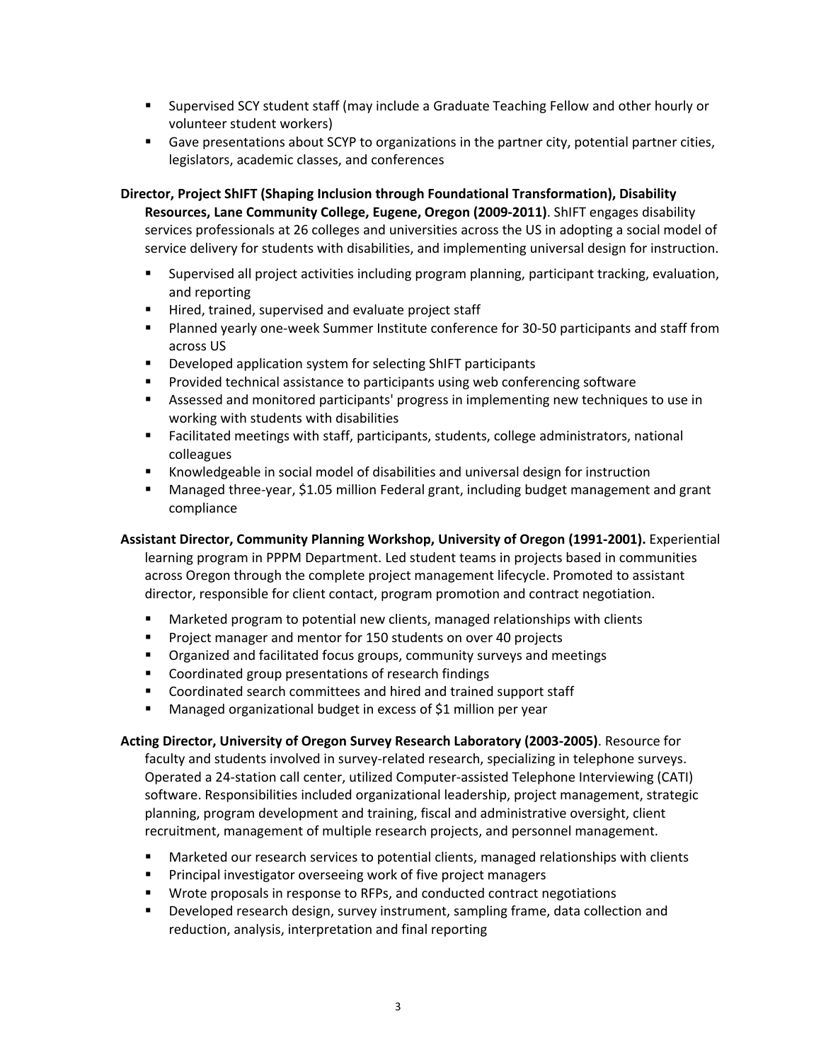- Supervised SCY student staff (may include a Graduate Teaching Fellow and other hourly or volunteer student workers)
- Gave presentations about SCYP to organizations in the partner city, potential partner cities, legislators, academic classes, and conferences

**Director, Project ShIFT (Shaping Inclusion through Foundational Transformation), Disability Resources, Lane Community College, Eugene, Oregon (2009-2011)**. ShIFT engages disability services professionals at 26 colleges and universities across the US in adopting a social model of service delivery for students with disabilities, and implementing universal design for instruction.

- Supervised all project activities including program planning, participant tracking, evaluation, and reporting
- Hired, trained, supervised and evaluate project staff
- Planned yearly one-week Summer Institute conference for 30-50 participants and staff from across US
- Developed application system for selecting ShIFT participants
- Provided technical assistance to participants using web conferencing software
- Assessed and monitored participants' progress in implementing new techniques to use in working with students with disabilities
- Facilitated meetings with staff, participants, students, college administrators, national colleagues
- Knowledgeable in social model of disabilities and universal design for instruction
- Managed three-year, $1.05 million Federal grant, including budget management and grant compliance

**Assistant Director, Community Planning Workshop, University of Oregon (1991-2001).** Experiential learning program in PPPM Department. Led student teams in projects based in communities across Oregon through the complete project management lifecycle. Promoted to assistant director, responsible for client contact, program promotion and contract negotiation.

- Marketed program to potential new clients, managed relationships with clients
- Project manager and mentor for 150 students on over 40 projects
- Organized and facilitated focus groups, community surveys and meetings
- Coordinated group presentations of research findings
- Coordinated search committees and hired and trained support staff
- Managed organizational budget in excess of $1 million per year

**Acting Director, University of Oregon Survey Research Laboratory (2003-2005)**. Resource for faculty and students involved in survey-related research, specializing in telephone surveys. Operated a 24-station call center, utilized Computer-assisted Telephone Interviewing (CATI) software. Responsibilities included organizational leadership, project management, strategic planning, program development and training, fiscal and administrative oversight, client recruitment, management of multiple research projects, and personnel management.

- Marketed our research services to potential clients, managed relationships with clients
- Principal investigator overseeing work of five project managers
- Wrote proposals in response to RFPs, and conducted contract negotiations
- Developed research design, survey instrument, sampling frame, data collection and reduction, analysis, interpretation and final reporting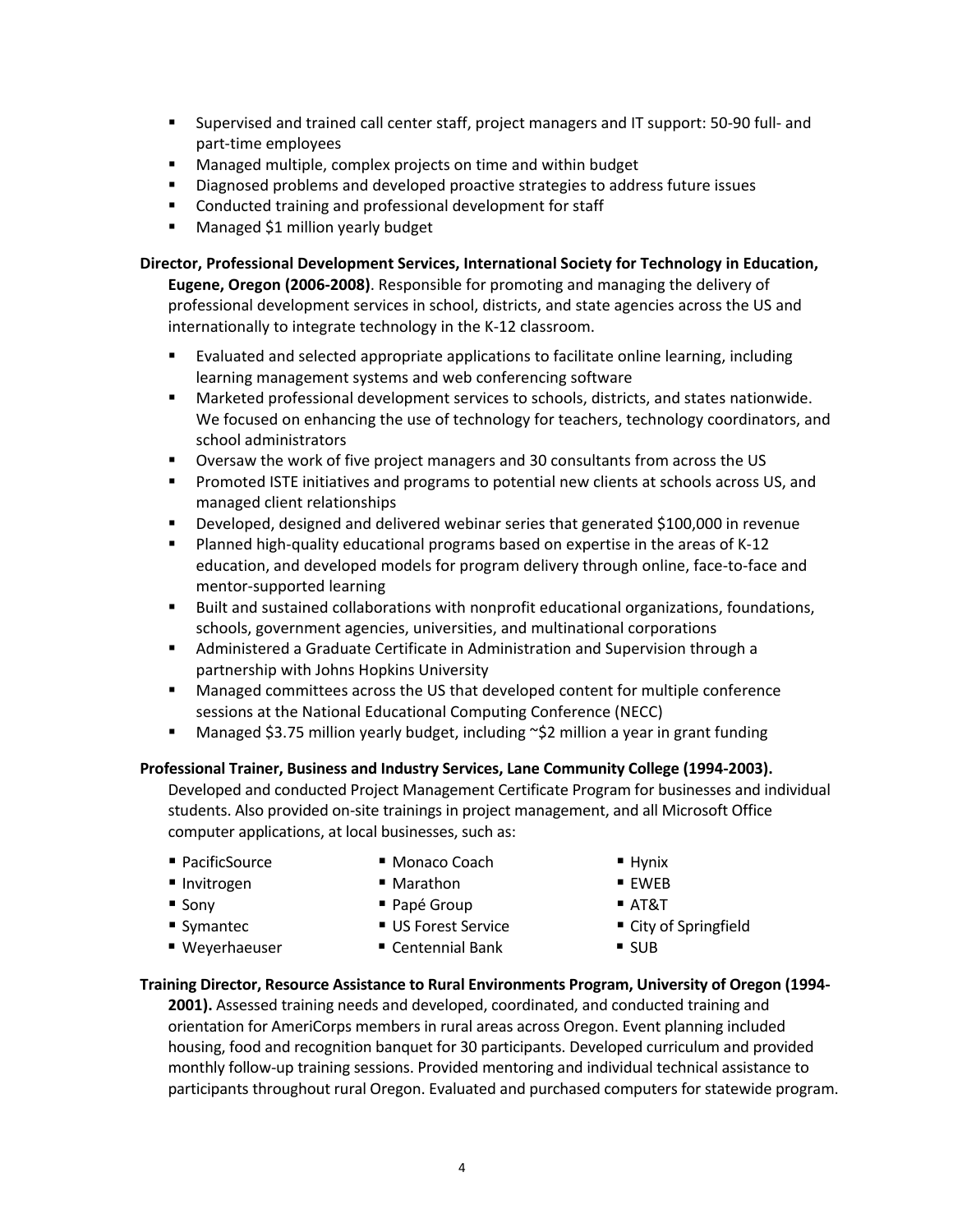- Supervised and trained call center staff, project managers and IT support: 50-90 full- and part-time employees
- Managed multiple, complex projects on time and within budget
- Diagnosed problems and developed proactive strategies to address future issues
- Conducted training and professional development for staff
- Managed $1 million yearly budget

**Director, Professional Development Services, International Society for Technology in Education, Eugene, Oregon (2006-2008)**. Responsible for promoting and managing the delivery of professional development services in school, districts, and state agencies across the US and internationally to integrate technology in the K-12 classroom.

- Evaluated and selected appropriate applications to facilitate online learning, including learning management systems and web conferencing software
- Marketed professional development services to schools, districts, and states nationwide. We focused on enhancing the use of technology for teachers, technology coordinators, and school administrators
- Oversaw the work of five project managers and 30 consultants from across the US
- Promoted ISTE initiatives and programs to potential new clients at schools across US, and managed client relationships
- Developed, designed and delivered webinar series that generated $100,000 in revenue
- Planned high-quality educational programs based on expertise in the areas of K-12 education, and developed models for program delivery through online, face-to-face and mentor-supported learning
- Built and sustained collaborations with nonprofit educational organizations, foundations, schools, government agencies, universities, and multinational corporations
- Administered a Graduate Certificate in Administration and Supervision through a partnership with Johns Hopkins University
- Managed committees across the US that developed content for multiple conference sessions at the National Educational Computing Conference (NECC)
- Managed $3.75 million yearly budget, including ~$2 million a year in grant funding

**Professional Trainer, Business and Industry Services, Lane Community College (1994-2003).** Developed and conducted Project Management Certificate Program for businesses and individual students. Also provided on-site trainings in project management, and all Microsoft Office computer applications, at local businesses, such as:

- PacificSource
- Invitrogen
- Sony
- Symantec
- Weyerhaeuser
- Monaco Coach
- Marathon
- Papé Group
- US Forest Service
- Centennial Bank
- Hynix
- EWEB
- AT&T
- City of Springfield
- SUB

**Training Director, Resource Assistance to Rural Environments Program, University of Oregon (1994-2001).** Assessed training needs and developed, coordinated, and conducted training and orientation for AmeriCorps members in rural areas across Oregon. Event planning included housing, food and recognition banquet for 30 participants. Developed curriculum and provided monthly follow-up training sessions. Provided mentoring and individual technical assistance to participants throughout rural Oregon. Evaluated and purchased computers for statewide program.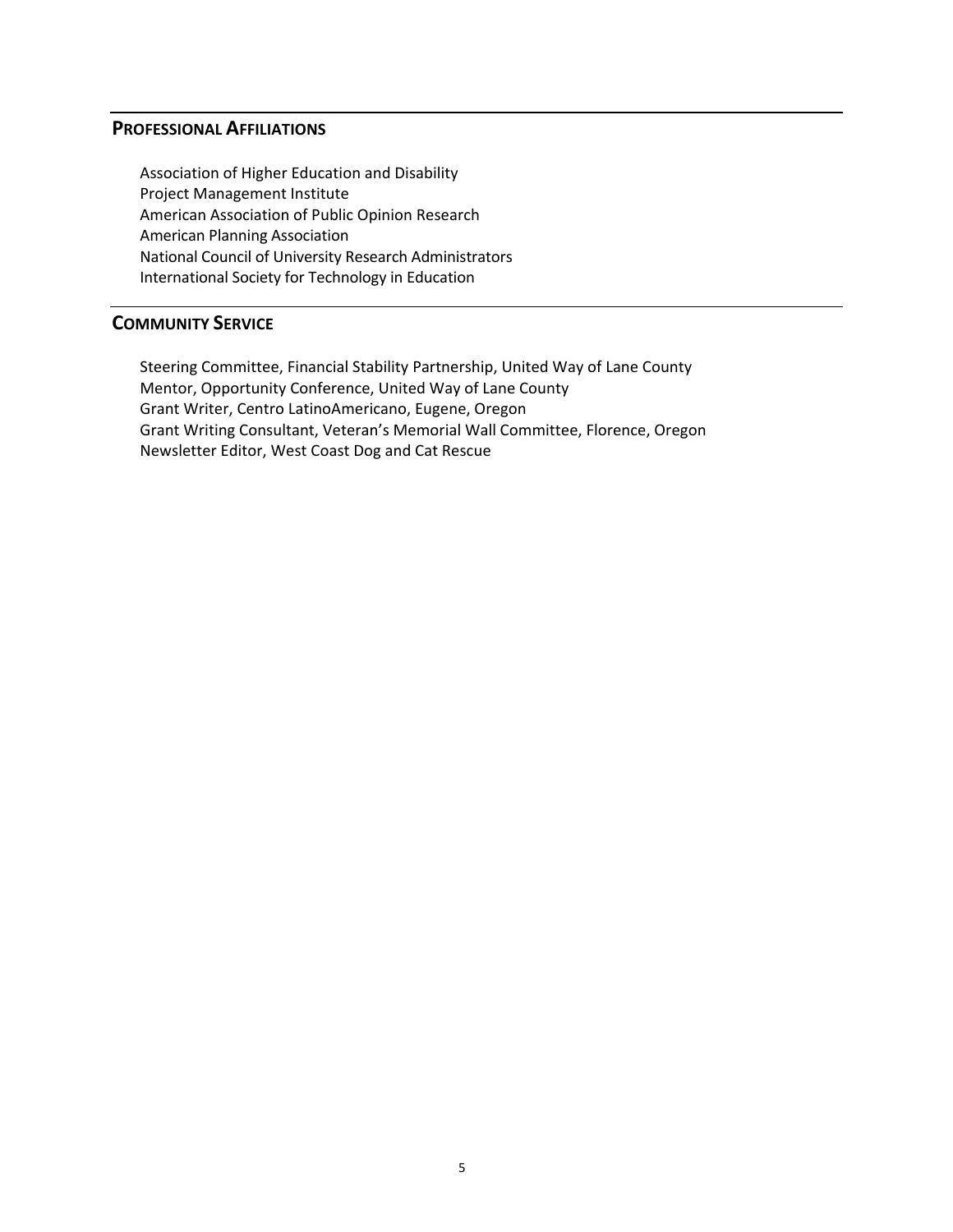## Professional Affiliations

Association of Higher Education and Disability
Project Management Institute
American Association of Public Opinion Research
American Planning Association
National Council of University Research Administrators
International Society for Technology in Education

## Community Service

Steering Committee, Financial Stability Partnership, United Way of Lane County
Mentor, Opportunity Conference, United Way of Lane County
Grant Writer, Centro LatinoAmericano, Eugene, Oregon
Grant Writing Consultant, Veteran's Memorial Wall Committee, Florence, Oregon
Newsletter Editor, West Coast Dog and Cat Rescue